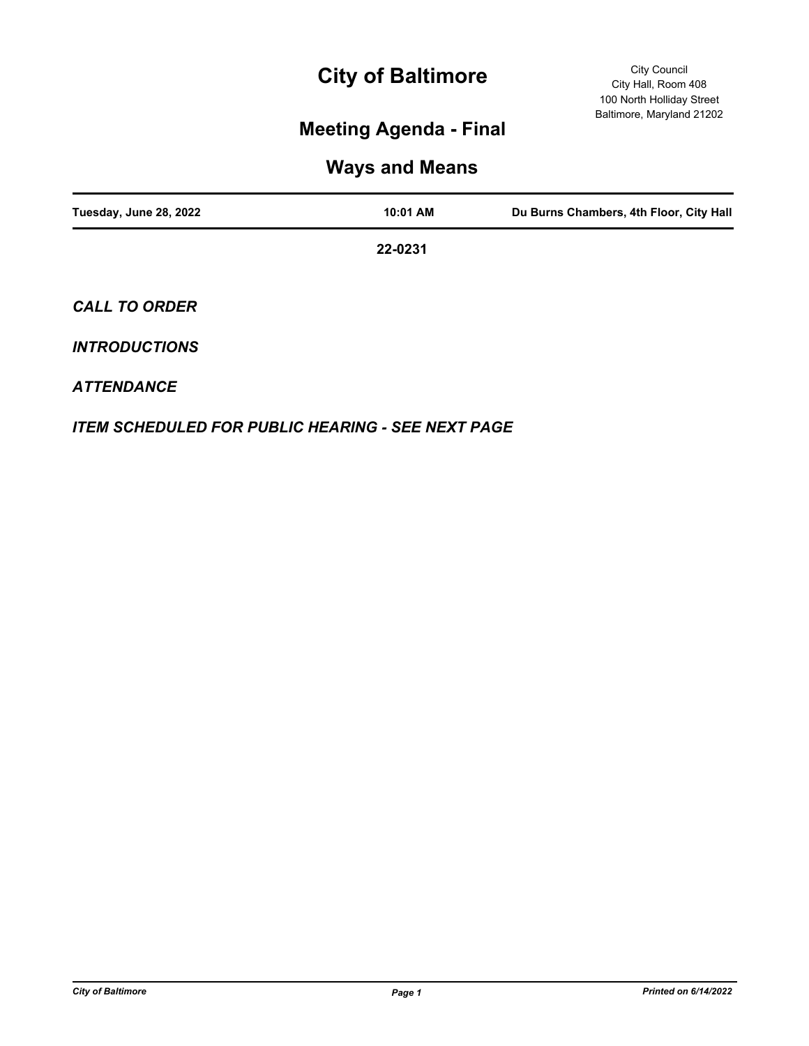# City of Baltimore

City Council
City Hall, Room 408
100 North Holliday Street
Baltimore, Maryland 21202

## Meeting Agenda - Final

## Ways and Means

| Tuesday, June 28, 2022 | 10:01 AM | Du Burns Chambers, 4th Floor, City Hall |
|---|---|---|

**22-0231**

***CALL TO ORDER***

***INTRODUCTIONS***

***ATTENDANCE***

***ITEM SCHEDULED FOR PUBLIC HEARING - SEE NEXT PAGE***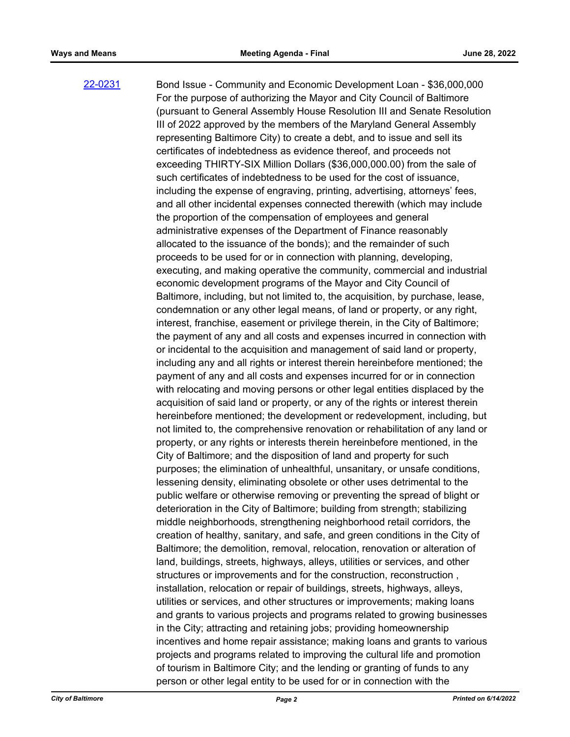[22-0231](22-0231)

Bond Issue - Community and Economic Development Loan - $36,000,000 For the purpose of authorizing the Mayor and City Council of Baltimore (pursuant to General Assembly House Resolution III and Senate Resolution III of 2022 approved by the members of the Maryland General Assembly representing Baltimore City) to create a debt, and to issue and sell its certificates of indebtedness as evidence thereof, and proceeds not exceeding THIRTY-SIX Million Dollars ($36,000,000.00) from the sale of such certificates of indebtedness to be used for the cost of issuance, including the expense of engraving, printing, advertising, attorneys' fees, and all other incidental expenses connected therewith (which may include the proportion of the compensation of employees and general administrative expenses of the Department of Finance reasonably allocated to the issuance of the bonds); and the remainder of such proceeds to be used for or in connection with planning, developing, executing, and making operative the community, commercial and industrial economic development programs of the Mayor and City Council of Baltimore, including, but not limited to, the acquisition, by purchase, lease, condemnation or any other legal means, of land or property, or any right, interest, franchise, easement or privilege therein, in the City of Baltimore; the payment of any and all costs and expenses incurred in connection with or incidental to the acquisition and management of said land or property, including any and all rights or interest therein hereinbefore mentioned; the payment of any and all costs and expenses incurred for or in connection with relocating and moving persons or other legal entities displaced by the acquisition of said land or property, or any of the rights or interest therein hereinbefore mentioned; the development or redevelopment, including, but not limited to, the comprehensive renovation or rehabilitation of any land or property, or any rights or interests therein hereinbefore mentioned, in the City of Baltimore; and the disposition of land and property for such purposes; the elimination of unhealthful, unsanitary, or unsafe conditions, lessening density, eliminating obsolete or other uses detrimental to the public welfare or otherwise removing or preventing the spread of blight or deterioration in the City of Baltimore; building from strength; stabilizing middle neighborhoods, strengthening neighborhood retail corridors, the creation of healthy, sanitary, and safe, and green conditions in the City of Baltimore; the demolition, removal, relocation, renovation or alteration of land, buildings, streets, highways, alleys, utilities or services, and other structures or improvements and for the construction, reconstruction , installation, relocation or repair of buildings, streets, highways, alleys, utilities or services, and other structures or improvements; making loans and grants to various projects and programs related to growing businesses in the City; attracting and retaining jobs; providing homeownership incentives and home repair assistance; making loans and grants to various projects and programs related to improving the cultural life and promotion of tourism in Baltimore City; and the lending or granting of funds to any person or other legal entity to be used for or in connection with the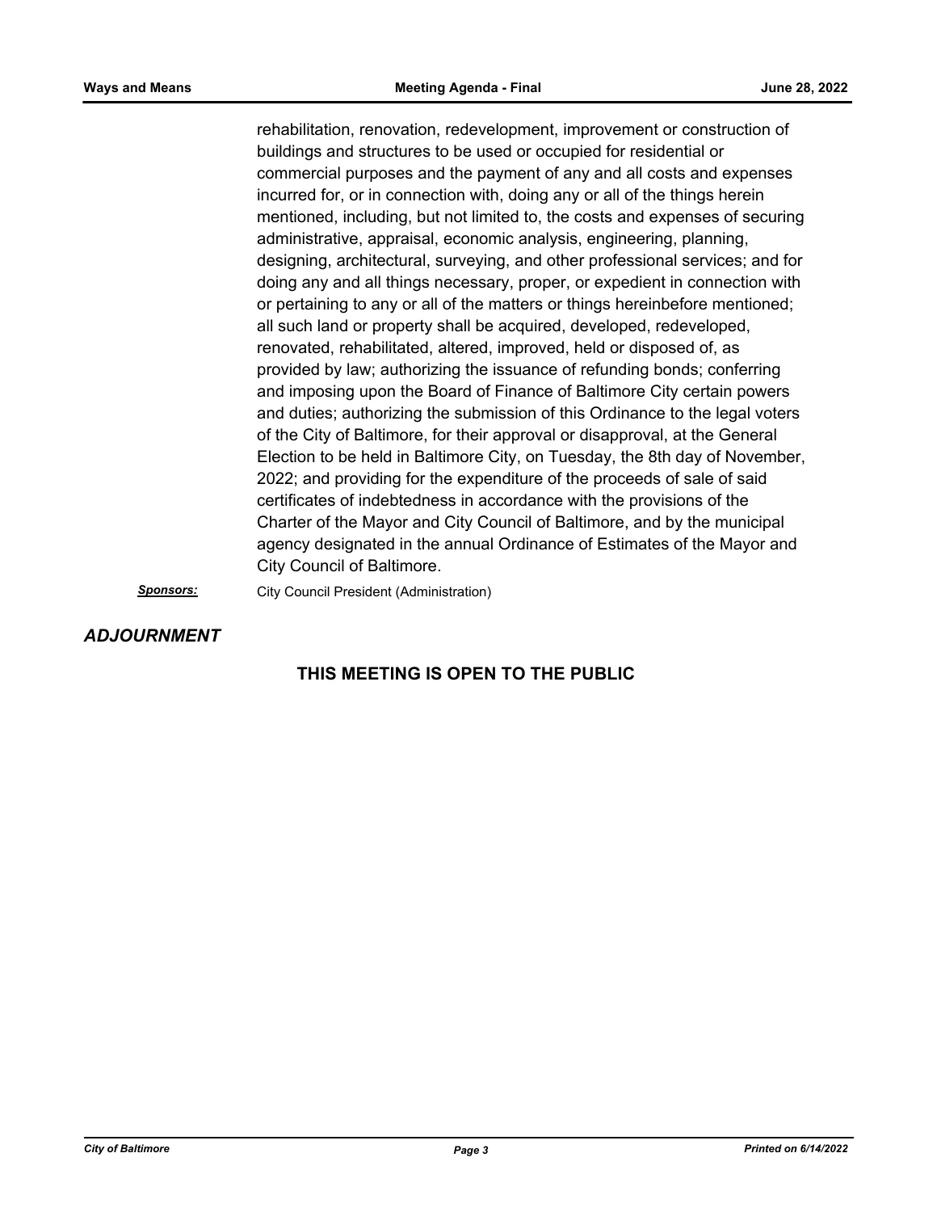rehabilitation, renovation, redevelopment, improvement or construction of buildings and structures to be used or occupied for residential or commercial purposes and the payment of any and all costs and expenses incurred for, or in connection with, doing any or all of the things herein mentioned, including, but not limited to, the costs and expenses of securing administrative, appraisal, economic analysis, engineering, planning, designing, architectural, surveying, and other professional services; and for doing any and all things necessary, proper, or expedient in connection with or pertaining to any or all of the matters or things hereinbefore mentioned; all such land or property shall be acquired, developed, redeveloped, renovated, rehabilitated, altered, improved, held or disposed of, as provided by law; authorizing the issuance of refunding bonds; conferring and imposing upon the Board of Finance of Baltimore City certain powers and duties; authorizing the submission of this Ordinance to the legal voters of the City of Baltimore, for their approval or disapproval, at the General Election to be held in Baltimore City, on Tuesday, the 8th day of November, 2022; and providing for the expenditure of the proceeds of sale of said certificates of indebtedness in accordance with the provisions of the Charter of the Mayor and City Council of Baltimore, and by the municipal agency designated in the annual Ordinance of Estimates of the Mayor and City Council of Baltimore.

***Sponsors:*** City Council President (Administration)

## *ADJOURNMENT*

**THIS MEETING IS OPEN TO THE PUBLIC**